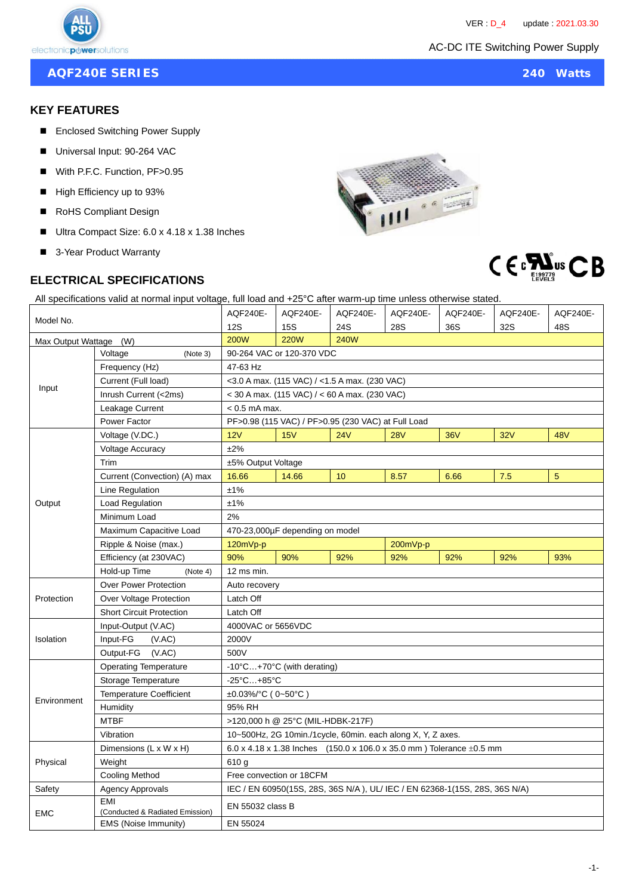VER : D_4 update : 2021.03.30

AC-DC ITE Switching Power Supply

# AQF240E SERIES — 240 Watts

## KEY FEATURES

- Enclosed Switching Power Supply
- Universal Input: 90-264 VAC
- With P.F.C. Function, PF>0.95
- High Efficiency up to 93%
- RoHS Compliant Design
- Ultra Compact Size: 6.0 x 4.18 x 1.38 Inches
- 3-Year Product Warranty

## ELECTRICAL SPECIFICATIONS

All specifications valid at normal input voltage, full load and +25°C after warm-up time unless otherwise stated.

| Model No. | | AQF240E-12S | AQF240E-15S | AQF240E-24S | AQF240E-28S | AQF240E-36S | AQF240E-32S | AQF240E-48S |
|---|---|---|---|---|---|---|---|---|
| Max Output Wattage (W) | | 200W | 220W | 240W | | | | |
| Input | Voltage (Note 3) | 90-264 VAC or 120-370 VDC | | | | | | |
| | Frequency (Hz) | 47-63 Hz | | | | | | |
| | Current (Full load) | <3.0 A max. (115 VAC) / <1.5 A max. (230 VAC) | | | | | | |
| | Inrush Current (<2ms) | < 30 A max. (115 VAC) / < 60 A max. (230 VAC) | | | | | | |
| | Leakage Current | < 0.5 mA max. | | | | | | |
| | Power Factor | PF>0.98 (115 VAC) / PF>0.95 (230 VAC) at Full Load | | | | | | |
| Output | Voltage (V.DC.) | 12V | 15V | 24V | 28V | 36V | 32V | 48V |
| | Voltage Accuracy | ±2% | | | | | | |
| | Trim | ±5% Output Voltage | | | | | | |
| | Current (Convection) (A) max | 16.66 | 14.66 | 10 | 8.57 | 6.66 | 7.5 | 5 |
| | Line Regulation | ±1% | | | | | | |
| | Load Regulation | ±1% | | | | | | |
| | Minimum Load | 2% | | | | | | |
| | Maximum Capacitive Load | 470-23,000µF depending on model | | | | | | |
| | Ripple & Noise (max.) | 120mVp-p | | | 200mVp-p | | | |
| | Efficiency (at 230VAC) | 90% | 90% | 92% | 92% | 92% | 92% | 93% |
| | Hold-up Time (Note 4) | 12 ms min. | | | | | | |
| Protection | Over Power Protection | Auto recovery | | | | | | |
| | Over Voltage Protection | Latch Off | | | | | | |
| | Short Circuit Protection | Latch Off | | | | | | |
| Isolation | Input-Output (V.AC) | 4000VAC or 5656VDC | | | | | | |
| | Input-FG (V.AC) | 2000V | | | | | | |
| | Output-FG (V.AC) | 500V | | | | | | |
| Environment | Operating Temperature | -10°C…+70°C (with derating) | | | | | | |
| | Storage Temperature | -25°C…+85°C | | | | | | |
| | Temperature Coefficient | ±0.03%/°C ( 0~50°C ) | | | | | | |
| | Humidity | 95% RH | | | | | | |
| | MTBF | >120,000 h @ 25°C (MIL-HDBK-217F) | | | | | | |
| | Vibration | 10~500Hz, 2G 10min./1cycle, 60min. each along X, Y, Z axes. | | | | | | |
| Physical | Dimensions (L x W x H) | 6.0 x 4.18 x 1.38 Inches (150.0 x 106.0 x 35.0 mm ) Tolerance ±0.5 mm | | | | | | |
| | Weight | 610 g | | | | | | |
| | Cooling Method | Free convection or 18CFM | | | | | | |
| Safety | Agency Approvals | IEC / EN 60950(15S, 28S, 36S N/A ), UL/ IEC / EN 62368-1(15S, 28S, 36S N/A) | | | | | | |
| EMC | EMI (Conducted & Radiated Emission) | EN 55032 class B | | | | | | |
| | EMS (Noise Immunity) | EN 55024 | | | | | | |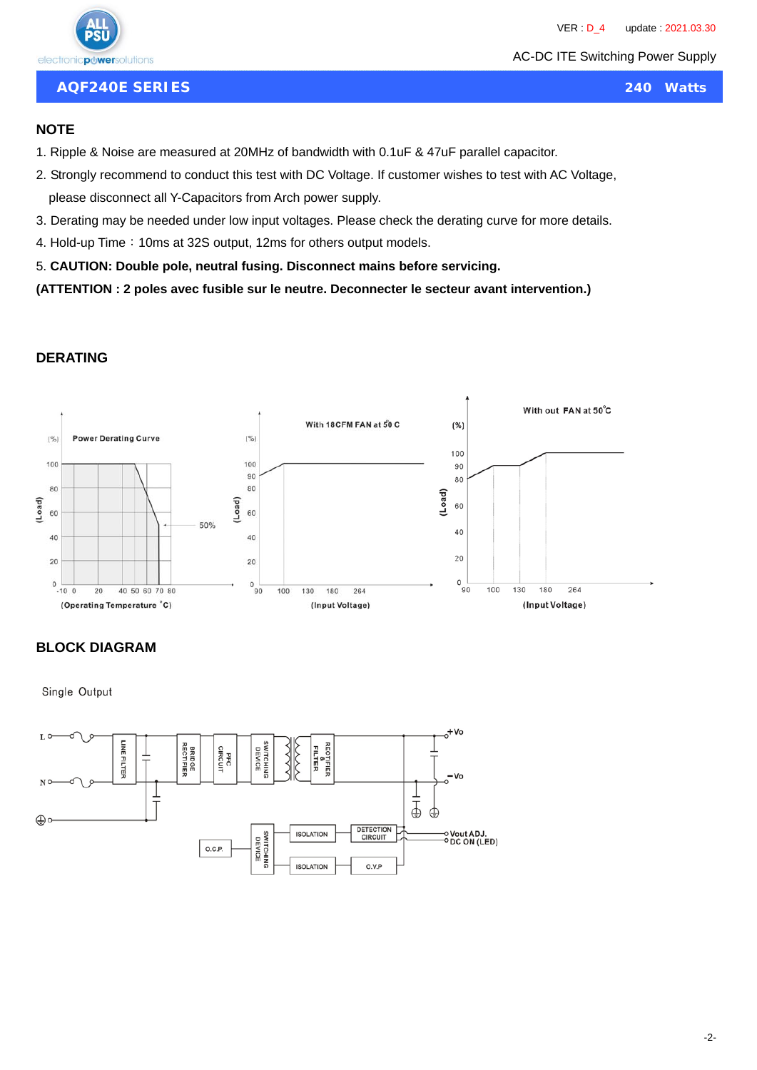## NOTE

1. Ripple & Noise are measured at 20MHz of bandwidth with 0.1uF & 47uF parallel capacitor.
2. Strongly recommend to conduct this test with DC Voltage. If customer wishes to test with AC Voltage, please disconnect all Y-Capacitors from Arch power supply.
3. Derating may be needed under low input voltages. Please check the derating curve for more details.
4. Hold-up Time：10ms at 32S output, 12ms for others output models.
5. **CAUTION: Double pole, neutral fusing. Disconnect mains before servicing.**

**(ATTENTION : 2 poles avec fusible sur le neutre. Deconnecter le secteur avant intervention.)**

## DERATING

## BLOCK DIAGRAM

Single Output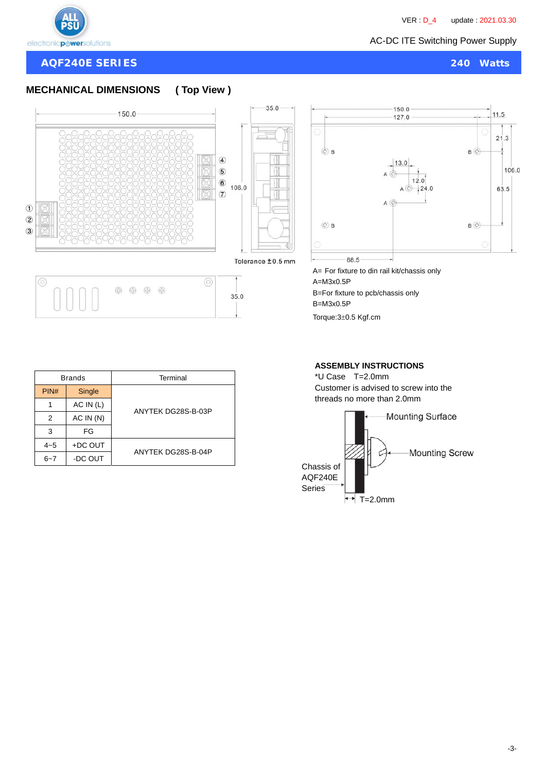## AQF240E SERIES — 240 Watts

AC-DC ITE Switching Power Supply

VER : D_4 update : 2021.03.30

### MECHANICAL DIMENSIONS ( Top View )

150.0

35.0

106.0

Tolerance ±0.5 mm

35.0

150.0

127.0

11.5

21.3

106.0

63.5

13.0

12.0

24.0

68.5

A= For fixture to din rail kit/chassis only

A=M3x0.5P

B=For fixture to pcb/chassis only

B=M3x0.5P

Torque:3±0.5 Kgf.cm

| Brands | | Terminal |
|---|---|---|
| PIN# | Single | |
| 1 | AC IN (L) | ANYTEK DG28S-B-03P |
| 2 | AC IN (N) | |
| 3 | FG | |
| 4~5 | +DC OUT | ANYTEK DG28S-B-04P |
| 6~7 | -DC OUT | |

### ASSEMBLY INSTRUCTIONS

*U Case T=2.0mm

Customer is advised to screw into the threads no more than 2.0mm

Mounting Surface

Mounting Screw

Chassis of AQF240E Series

T=2.0mm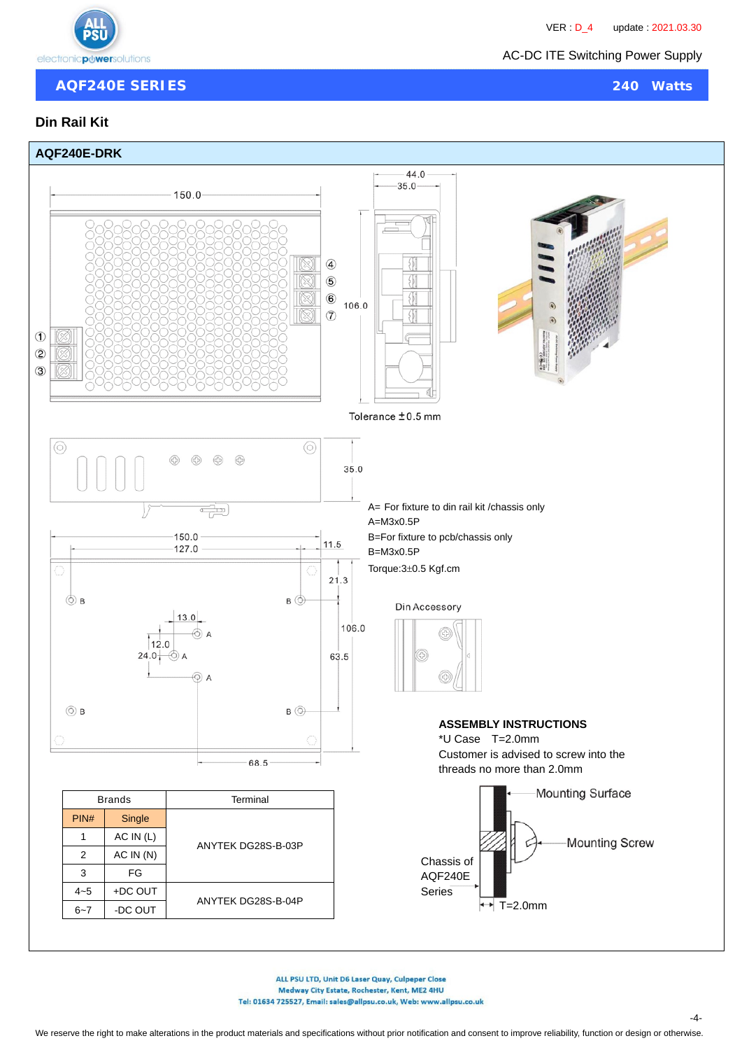## Din Rail Kit

### AQF240E-DRK

150.0

44.0

35.0

106.0

Tolerance ±0.5 mm

35.0

150.0

127.0

11.5

21.3

13.0

12.0

24.0

106.0

63.5

68.5

A= For fixture to din rail kit /chassis only

A=M3x0.5P

B=For fixture to pcb/chassis only

B=M3x0.5P

Torque:3±0.5 Kgf.cm

Din Accessory

**ASSEMBLY INSTRUCTIONS**

*U Case T=2.0mm

Customer is advised to screw into the threads no more than 2.0mm

Mounting Surface

Mounting Screw

Chassis of AQF240E Series

T=2.0mm

| Brands | | Terminal |
|---|---|---|
| PIN# | Single | |
| 1 | AC IN (L) | ANYTEK DG28S-B-03P |
| 2 | AC IN (N) | |
| 3 | FG | |
| 4~5 | +DC OUT | ANYTEK DG28S-B-04P |
| 6~7 | -DC OUT | |

ALL PSU LTD, Unit D6 Laser Quay, Culpeper Close
Medway City Estate, Rochester, Kent, ME2 4HU
Tel: 01634 725527, Email: sales@allpsu.co.uk, Web: www.allpsu.co.uk

We reserve the right to make alterations in the product materials and specifications without prior notification and consent to improve reliability, function or design or otherwise.